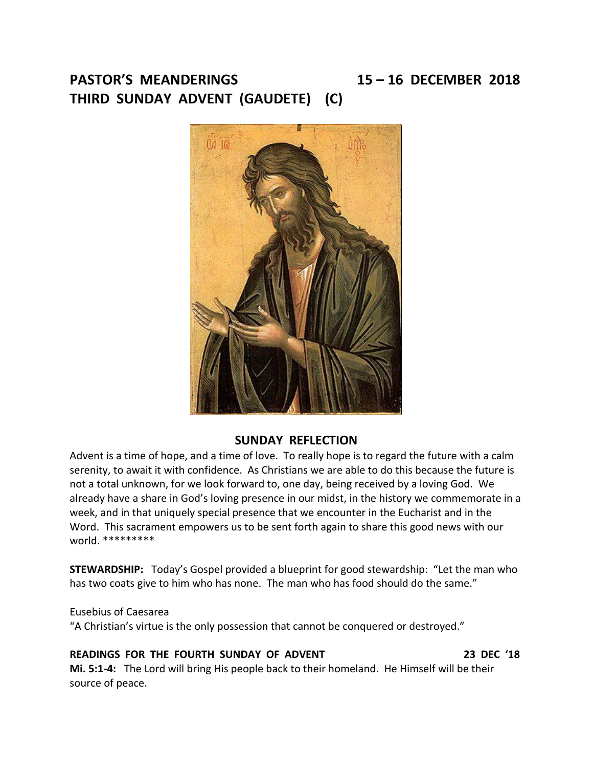# PASTOR'S MEANDERINGS 15 – 16 DECEMBER 2018
# THIRD SUNDAY ADVENT (GAUDETE) (C)

## SUNDAY REFLECTION

Advent is a time of hope, and a time of love. To really hope is to regard the future with a calm serenity, to await it with confidence. As Christians we are able to do this because the future is not a total unknown, for we look forward to, one day, being received by a loving God. We already have a share in God's loving presence in our midst, in the history we commemorate in a week, and in that uniquely special presence that we encounter in the Eucharist and in the Word. This sacrament empowers us to be sent forth again to share this good news with our world. *********

**STEWARDSHIP:** Today's Gospel provided a blueprint for good stewardship: "Let the man who has two coats give to him who has none. The man who has food should do the same."

Eusebius of Caesarea
"A Christian's virtue is the only possession that cannot be conquered or destroyed."

**READINGS FOR THE FOURTH SUNDAY OF ADVENT 23 DEC '18**

**Mi. 5:1-4:** The Lord will bring His people back to their homeland. He Himself will be their source of peace.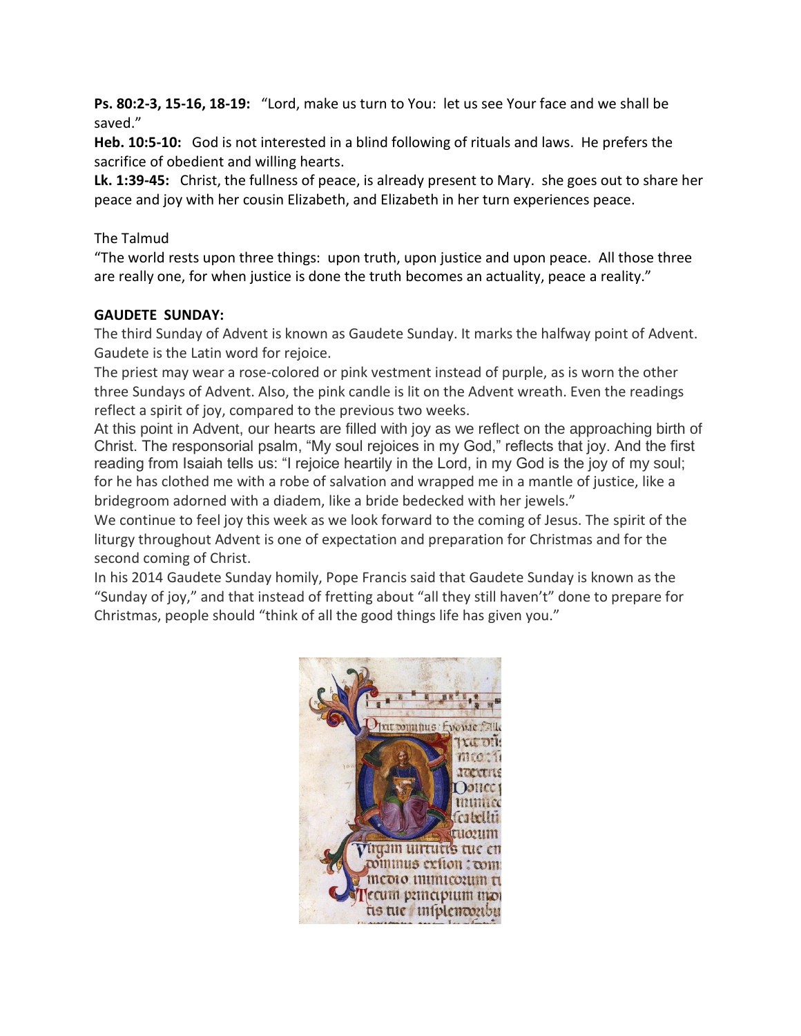**Ps. 80:2-3, 15-16, 18-19:** "Lord, make us turn to You: let us see Your face and we shall be saved."

**Heb. 10:5-10:** God is not interested in a blind following of rituals and laws. He prefers the sacrifice of obedient and willing hearts.

**Lk. 1:39-45:** Christ, the fullness of peace, is already present to Mary. she goes out to share her peace and joy with her cousin Elizabeth, and Elizabeth in her turn experiences peace.

The Talmud

"The world rests upon three things: upon truth, upon justice and upon peace. All those three are really one, for when justice is done the truth becomes an actuality, peace a reality."

**GAUDETE SUNDAY:**

The third Sunday of Advent is known as Gaudete Sunday. It marks the halfway point of Advent. Gaudete is the Latin word for rejoice.

The priest may wear a rose-colored or pink vestment instead of purple, as is worn the other three Sundays of Advent. Also, the pink candle is lit on the Advent wreath. Even the readings reflect a spirit of joy, compared to the previous two weeks.

At this point in Advent, our hearts are filled with joy as we reflect on the approaching birth of Christ. The responsorial psalm, "My soul rejoices in my God," reflects that joy. And the first reading from Isaiah tells us: "I rejoice heartily in the Lord, in my God is the joy of my soul; for he has clothed me with a robe of salvation and wrapped me in a mantle of justice, like a bridegroom adorned with a diadem, like a bride bedecked with her jewels."

We continue to feel joy this week as we look forward to the coming of Jesus. The spirit of the liturgy throughout Advent is one of expectation and preparation for Christmas and for the second coming of Christ.

In his 2014 Gaudete Sunday homily, Pope Francis said that Gaudete Sunday is known as the "Sunday of joy," and that instead of fretting about "all they still haven't" done to prepare for Christmas, people should "think of all the good things life has given you."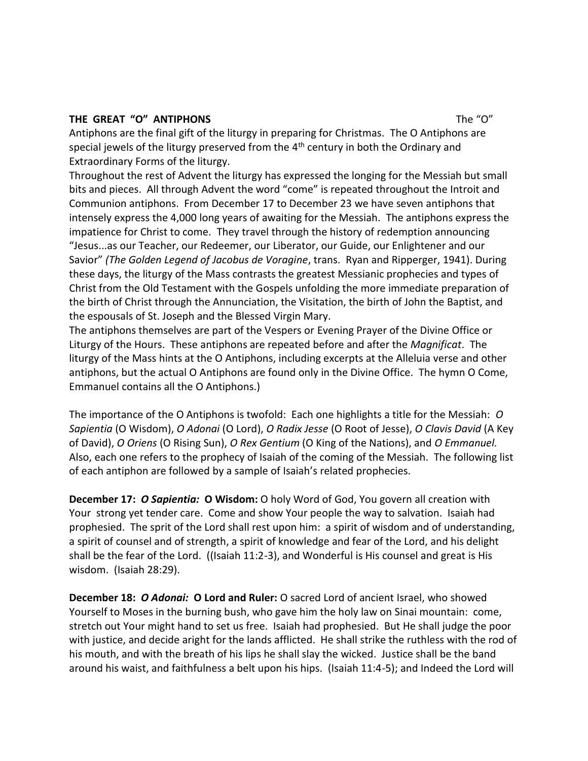**THE GREAT "O" ANTIPHONS** The "O" Antiphons are the final gift of the liturgy in preparing for Christmas. The O Antiphons are special jewels of the liturgy preserved from the 4th century in both the Ordinary and Extraordinary Forms of the liturgy.

Throughout the rest of Advent the liturgy has expressed the longing for the Messiah but small bits and pieces. All through Advent the word "come" is repeated throughout the Introit and Communion antiphons. From December 17 to December 23 we have seven antiphons that intensely express the 4,000 long years of awaiting for the Messiah. The antiphons express the impatience for Christ to come. They travel through the history of redemption announcing "Jesus...as our Teacher, our Redeemer, our Liberator, our Guide, our Enlightener and our Savior" *(The Golden Legend of Jacobus de Voragine*, trans. Ryan and Ripperger, 1941). During these days, the liturgy of the Mass contrasts the greatest Messianic prophecies and types of Christ from the Old Testament with the Gospels unfolding the more immediate preparation of the birth of Christ through the Annunciation, the Visitation, the birth of John the Baptist, and the espousals of St. Joseph and the Blessed Virgin Mary.

The antiphons themselves are part of the Vespers or Evening Prayer of the Divine Office or Liturgy of the Hours. These antiphons are repeated before and after the *Magnificat*. The liturgy of the Mass hints at the O Antiphons, including excerpts at the Alleluia verse and other antiphons, but the actual O Antiphons are found only in the Divine Office. The hymn O Come, Emmanuel contains all the O Antiphons.)

The importance of the O Antiphons is twofold: Each one highlights a title for the Messiah: *O Sapientia* (O Wisdom), *O Adonai* (O Lord), *O Radix Jesse* (O Root of Jesse), *O Clavis David* (A Key of David), *O Oriens* (O Rising Sun), *O Rex Gentium* (O King of the Nations), and *O Emmanuel.* Also, each one refers to the prophecy of Isaiah of the coming of the Messiah. The following list of each antiphon are followed by a sample of Isaiah's related prophecies.

**December 17:** ***O Sapientia:*** **O Wisdom:** O holy Word of God, You govern all creation with Your strong yet tender care. Come and show Your people the way to salvation. Isaiah had prophesied. The sprit of the Lord shall rest upon him: a spirit of wisdom and of understanding, a spirit of counsel and of strength, a spirit of knowledge and fear of the Lord, and his delight shall be the fear of the Lord. ((Isaiah 11:2-3), and Wonderful is His counsel and great is His wisdom. (Isaiah 28:29).

**December 18:** ***O Adonai:*** **O Lord and Ruler:** O sacred Lord of ancient Israel, who showed Yourself to Moses in the burning bush, who gave him the holy law on Sinai mountain: come, stretch out Your might hand to set us free. Isaiah had prophesied. But He shall judge the poor with justice, and decide aright for the lands afflicted. He shall strike the ruthless with the rod of his mouth, and with the breath of his lips he shall slay the wicked. Justice shall be the band around his waist, and faithfulness a belt upon his hips. (Isaiah 11:4-5); and Indeed the Lord will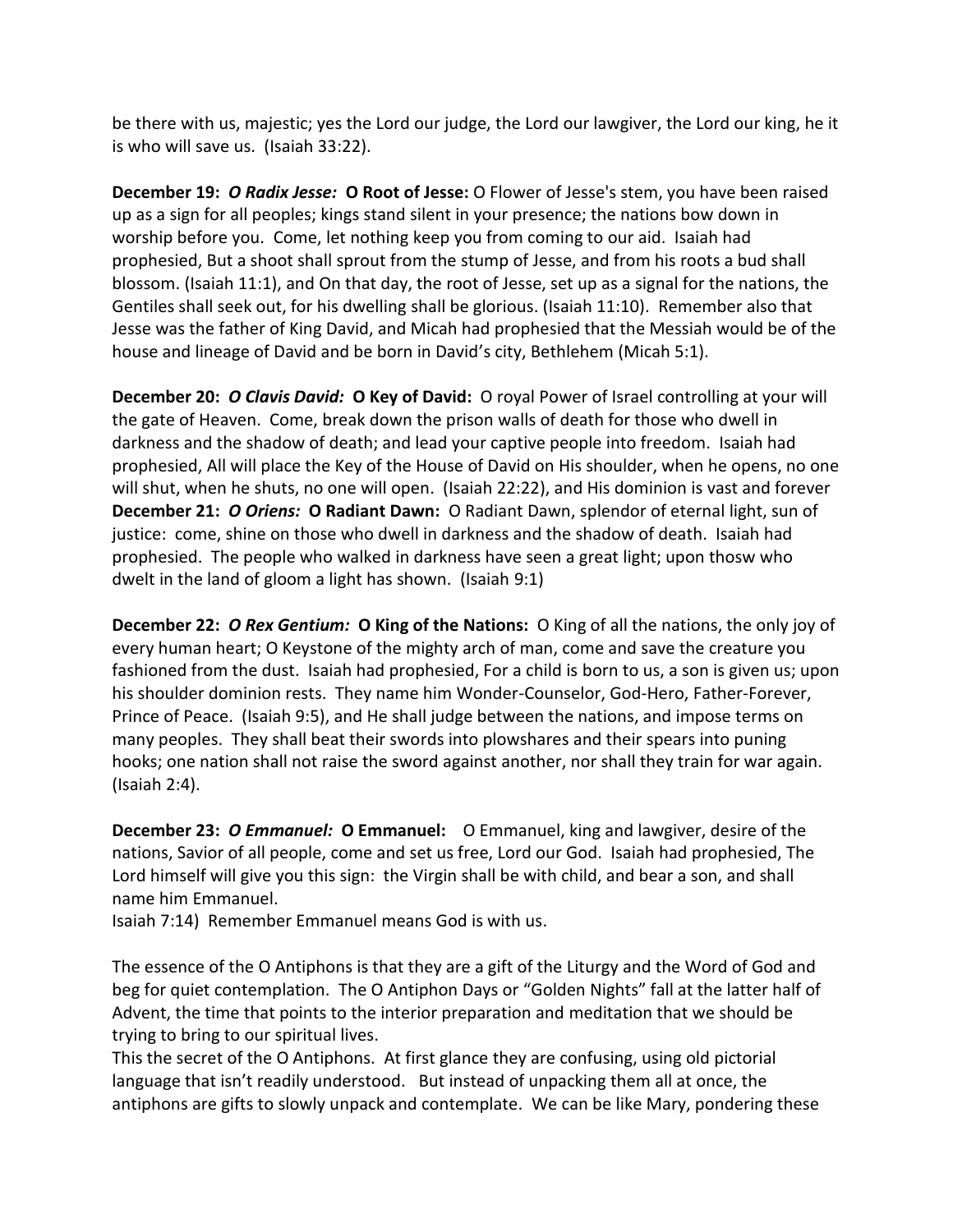be there with us, majestic; yes the Lord our judge, the Lord our lawgiver, the Lord our king, he it is who will save us. (Isaiah 33:22).

**December 19:** ***O Radix Jesse:*** **O Root of Jesse:** O Flower of Jesse's stem, you have been raised up as a sign for all peoples; kings stand silent in your presence; the nations bow down in worship before you. Come, let nothing keep you from coming to our aid. Isaiah had prophesied, But a shoot shall sprout from the stump of Jesse, and from his roots a bud shall blossom. (Isaiah 11:1), and On that day, the root of Jesse, set up as a signal for the nations, the Gentiles shall seek out, for his dwelling shall be glorious. (Isaiah 11:10). Remember also that Jesse was the father of King David, and Micah had prophesied that the Messiah would be of the house and lineage of David and be born in David's city, Bethlehem (Micah 5:1).

**December 20:** ***O Clavis David:*** **O Key of David:** O royal Power of Israel controlling at your will the gate of Heaven. Come, break down the prison walls of death for those who dwell in darkness and the shadow of death; and lead your captive people into freedom. Isaiah had prophesied, All will place the Key of the House of David on His shoulder, when he opens, no one will shut, when he shuts, no one will open. (Isaiah 22:22), and His dominion is vast and forever

**December 21:** ***O Oriens:*** **O Radiant Dawn:** O Radiant Dawn, splendor of eternal light, sun of justice: come, shine on those who dwell in darkness and the shadow of death. Isaiah had prophesied. The people who walked in darkness have seen a great light; upon thosw who dwelt in the land of gloom a light has shown. (Isaiah 9:1)

**December 22:** ***O Rex Gentium:*** **O King of the Nations:** O King of all the nations, the only joy of every human heart; O Keystone of the mighty arch of man, come and save the creature you fashioned from the dust. Isaiah had prophesied, For a child is born to us, a son is given us; upon his shoulder dominion rests. They name him Wonder-Counselor, God-Hero, Father-Forever, Prince of Peace. (Isaiah 9:5), and He shall judge between the nations, and impose terms on many peoples. They shall beat their swords into plowshares and their spears into puning hooks; one nation shall not raise the sword against another, nor shall they train for war again. (Isaiah 2:4).

**December 23:** ***O Emmanuel:*** **O Emmanuel:** O Emmanuel, king and lawgiver, desire of the nations, Savior of all people, come and set us free, Lord our God. Isaiah had prophesied, The Lord himself will give you this sign: the Virgin shall be with child, and bear a son, and shall name him Emmanuel.
Isaiah 7:14) Remember Emmanuel means God is with us.

The essence of the O Antiphons is that they are a gift of the Liturgy and the Word of God and beg for quiet contemplation. The O Antiphon Days or "Golden Nights" fall at the latter half of Advent, the time that points to the interior preparation and meditation that we should be trying to bring to our spiritual lives.
This the secret of the O Antiphons. At first glance they are confusing, using old pictorial language that isn't readily understood. But instead of unpacking them all at once, the antiphons are gifts to slowly unpack and contemplate. We can be like Mary, pondering these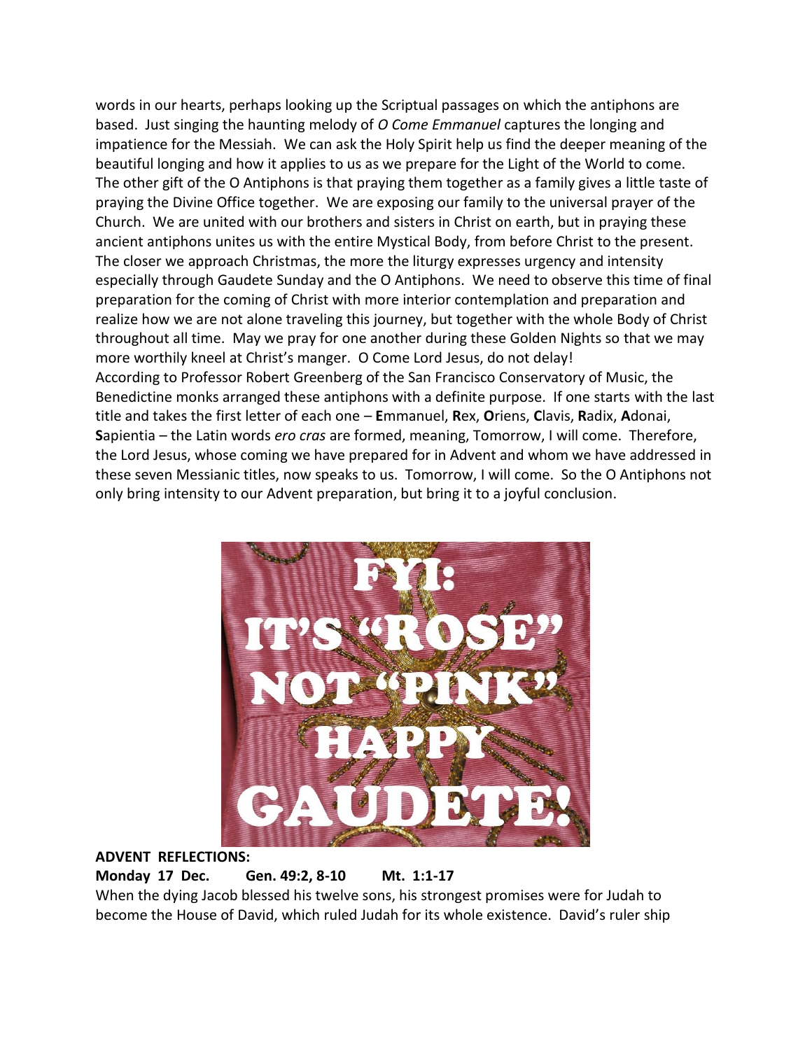words in our hearts, perhaps looking up the Scriptual passages on which the antiphons are based. Just singing the haunting melody of *O Come Emmanuel* captures the longing and impatience for the Messiah. We can ask the Holy Spirit help us find the deeper meaning of the beautiful longing and how it applies to us as we prepare for the Light of the World to come. The other gift of the O Antiphons is that praying them together as a family gives a little taste of praying the Divine Office together. We are exposing our family to the universal prayer of the Church. We are united with our brothers and sisters in Christ on earth, but in praying these ancient antiphons unites us with the entire Mystical Body, from before Christ to the present. The closer we approach Christmas, the more the liturgy expresses urgency and intensity especially through Gaudete Sunday and the O Antiphons. We need to observe this time of final preparation for the coming of Christ with more interior contemplation and preparation and realize how we are not alone traveling this journey, but together with the whole Body of Christ throughout all time. May we pray for one another during these Golden Nights so that we may more worthily kneel at Christ's manger. O Come Lord Jesus, do not delay!

According to Professor Robert Greenberg of the San Francisco Conservatory of Music, the Benedictine monks arranged these antiphons with a definite purpose. If one starts with the last title and takes the first letter of each one – **E**mmanuel, **R**ex, **O**riens, **C**lavis, **R**adix, **A**donai, **S**apientia – the Latin words *ero cras* are formed, meaning, Tomorrow, I will come. Therefore, the Lord Jesus, whose coming we have prepared for in Advent and whom we have addressed in these seven Messianic titles, now speaks to us. Tomorrow, I will come. So the O Antiphons not only bring intensity to our Advent preparation, but bring it to a joyful conclusion.

FYI:
IT'S "ROSE"
NOT "PINK"
HAPPY
GAUDETE!

**ADVENT REFLECTIONS:**

**Monday 17 Dec. Gen. 49:2, 8-10 Mt. 1:1-17**

When the dying Jacob blessed his twelve sons, his strongest promises were for Judah to become the House of David, which ruled Judah for its whole existence. David's ruler ship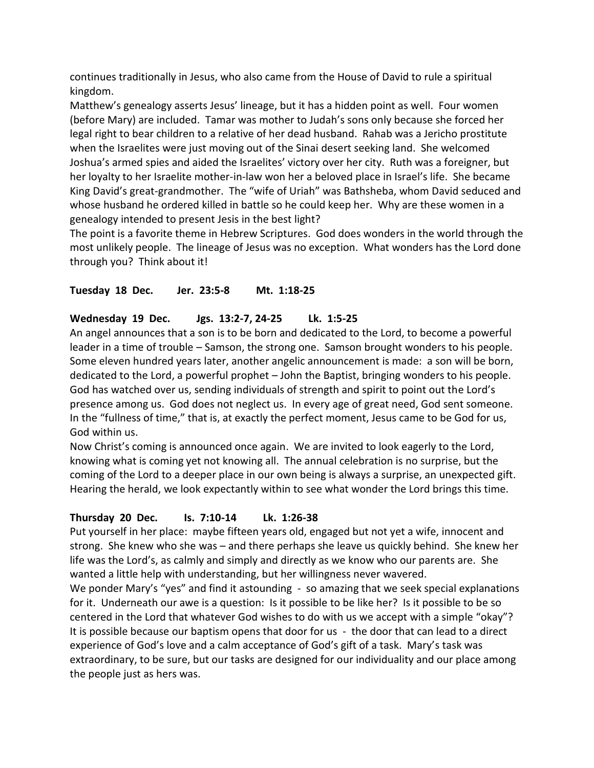continues traditionally in Jesus, who also came from the House of David to rule a spiritual kingdom.

Matthew's genealogy asserts Jesus' lineage, but it has a hidden point as well. Four women (before Mary) are included. Tamar was mother to Judah's sons only because she forced her legal right to bear children to a relative of her dead husband. Rahab was a Jericho prostitute when the Israelites were just moving out of the Sinai desert seeking land. She welcomed Joshua's armed spies and aided the Israelites' victory over her city. Ruth was a foreigner, but her loyalty to her Israelite mother-in-law won her a beloved place in Israel's life. She became King David's great-grandmother. The "wife of Uriah" was Bathsheba, whom David seduced and whose husband he ordered killed in battle so he could keep her. Why are these women in a genealogy intended to present Jesis in the best light?

The point is a favorite theme in Hebrew Scriptures. God does wonders in the world through the most unlikely people. The lineage of Jesus was no exception. What wonders has the Lord done through you? Think about it!

**Tuesday 18 Dec. Jer. 23:5-8 Mt. 1:18-25**

**Wednesday 19 Dec. Jgs. 13:2-7, 24-25 Lk. 1:5-25**

An angel announces that a son is to be born and dedicated to the Lord, to become a powerful leader in a time of trouble – Samson, the strong one. Samson brought wonders to his people. Some eleven hundred years later, another angelic announcement is made: a son will be born, dedicated to the Lord, a powerful prophet – John the Baptist, bringing wonders to his people. God has watched over us, sending individuals of strength and spirit to point out the Lord's presence among us. God does not neglect us. In every age of great need, God sent someone. In the "fullness of time," that is, at exactly the perfect moment, Jesus came to be God for us, God within us.

Now Christ's coming is announced once again. We are invited to look eagerly to the Lord, knowing what is coming yet not knowing all. The annual celebration is no surprise, but the coming of the Lord to a deeper place in our own being is always a surprise, an unexpected gift. Hearing the herald, we look expectantly within to see what wonder the Lord brings this time.

**Thursday 20 Dec. Is. 7:10-14 Lk. 1:26-38**

Put yourself in her place: maybe fifteen years old, engaged but not yet a wife, innocent and strong. She knew who she was – and there perhaps she leave us quickly behind. She knew her life was the Lord's, as calmly and simply and directly as we know who our parents are. She wanted a little help with understanding, but her willingness never wavered.

We ponder Mary's "yes" and find it astounding - so amazing that we seek special explanations for it. Underneath our awe is a question: Is it possible to be like her? Is it possible to be so centered in the Lord that whatever God wishes to do with us we accept with a simple "okay"? It is possible because our baptism opens that door for us - the door that can lead to a direct experience of God's love and a calm acceptance of God's gift of a task. Mary's task was extraordinary, to be sure, but our tasks are designed for our individuality and our place among the people just as hers was.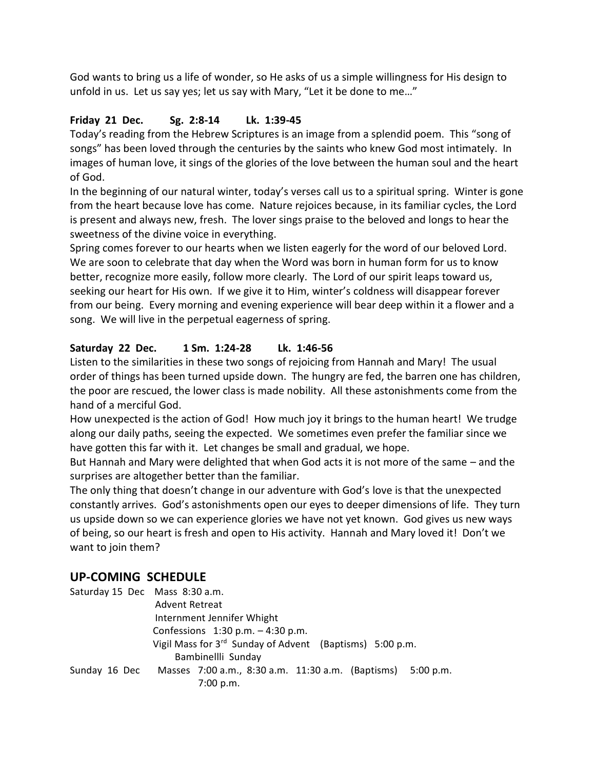God wants to bring us a life of wonder, so He asks of us a simple willingness for His design to unfold in us. Let us say yes; let us say with Mary, "Let it be done to me…"

**Friday 21 Dec. Sg. 2:8-14 Lk. 1:39-45**

Today's reading from the Hebrew Scriptures is an image from a splendid poem. This "song of songs" has been loved through the centuries by the saints who knew God most intimately. In images of human love, it sings of the glories of the love between the human soul and the heart of God.

In the beginning of our natural winter, today's verses call us to a spiritual spring. Winter is gone from the heart because love has come. Nature rejoices because, in its familiar cycles, the Lord is present and always new, fresh. The lover sings praise to the beloved and longs to hear the sweetness of the divine voice in everything.

Spring comes forever to our hearts when we listen eagerly for the word of our beloved Lord. We are soon to celebrate that day when the Word was born in human form for us to know better, recognize more easily, follow more clearly. The Lord of our spirit leaps toward us, seeking our heart for His own. If we give it to Him, winter's coldness will disappear forever from our being. Every morning and evening experience will bear deep within it a flower and a song. We will live in the perpetual eagerness of spring.

**Saturday 22 Dec. 1 Sm. 1:24-28 Lk. 1:46-56**

Listen to the similarities in these two songs of rejoicing from Hannah and Mary! The usual order of things has been turned upside down. The hungry are fed, the barren one has children, the poor are rescued, the lower class is made nobility. All these astonishments come from the hand of a merciful God.

How unexpected is the action of God! How much joy it brings to the human heart! We trudge along our daily paths, seeing the expected. We sometimes even prefer the familiar since we have gotten this far with it. Let changes be small and gradual, we hope.

But Hannah and Mary were delighted that when God acts it is not more of the same – and the surprises are altogether better than the familiar.

The only thing that doesn't change in our adventure with God's love is that the unexpected constantly arrives. God's astonishments open our eyes to deeper dimensions of life. They turn us upside down so we can experience glories we have not yet known. God gives us new ways of being, so our heart is fresh and open to His activity. Hannah and Mary loved it! Don't we want to join them?

## UP-COMING SCHEDULE

| | |
|---|---|
| Saturday 15 Dec | Mass 8:30 a.m. |
| | Advent Retreat |
| | Internment Jennifer Whight |
| | Confessions 1:30 p.m. – 4:30 p.m. |
| | Vigil Mass for 3rd Sunday of Advent (Baptisms) 5:00 p.m. |
| | Bambinellli Sunday |
| Sunday 16 Dec | Masses 7:00 a.m., 8:30 a.m. 11:30 a.m. (Baptisms) 5:00 p.m. 7:00 p.m. |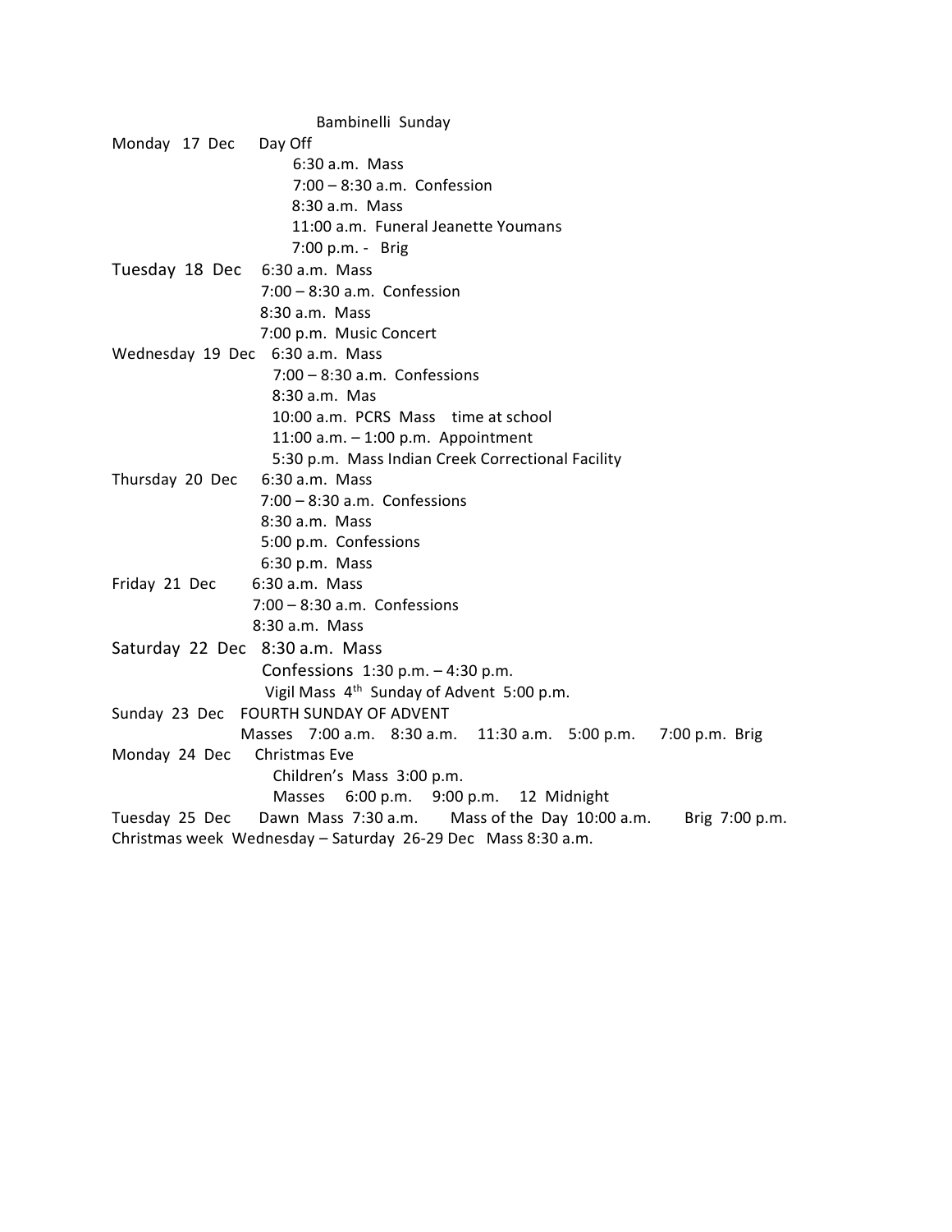Bambinelli Sunday

Monday 17 Dec Day Off
6:30 a.m. Mass
7:00 – 8:30 a.m. Confession
8:30 a.m. Mass
11:00 a.m. Funeral Jeanette Youmans
7:00 p.m. - Brig

Tuesday 18 Dec 6:30 a.m. Mass
7:00 – 8:30 a.m. Confession
8:30 a.m. Mass
7:00 p.m. Music Concert

Wednesday 19 Dec 6:30 a.m. Mass
7:00 – 8:30 a.m. Confessions
8:30 a.m. Mas
10:00 a.m. PCRS Mass time at school
11:00 a.m. – 1:00 p.m. Appointment
5:30 p.m. Mass Indian Creek Correctional Facility

Thursday 20 Dec 6:30 a.m. Mass
7:00 – 8:30 a.m. Confessions
8:30 a.m. Mass
5:00 p.m. Confessions
6:30 p.m. Mass

Friday 21 Dec 6:30 a.m. Mass
7:00 – 8:30 a.m. Confessions
8:30 a.m. Mass

Saturday 22 Dec 8:30 a.m. Mass
Confessions 1:30 p.m. – 4:30 p.m.
Vigil Mass 4th Sunday of Advent 5:00 p.m.

Sunday 23 Dec FOURTH SUNDAY OF ADVENT
Masses 7:00 a.m. 8:30 a.m. 11:30 a.m. 5:00 p.m. 7:00 p.m. Brig

Monday 24 Dec Christmas Eve
Children's Mass 3:00 p.m.
Masses 6:00 p.m. 9:00 p.m. 12 Midnight

Tuesday 25 Dec Dawn Mass 7:30 a.m. Mass of the Day 10:00 a.m. Brig 7:00 p.m.

Christmas week Wednesday – Saturday 26-29 Dec Mass 8:30 a.m.